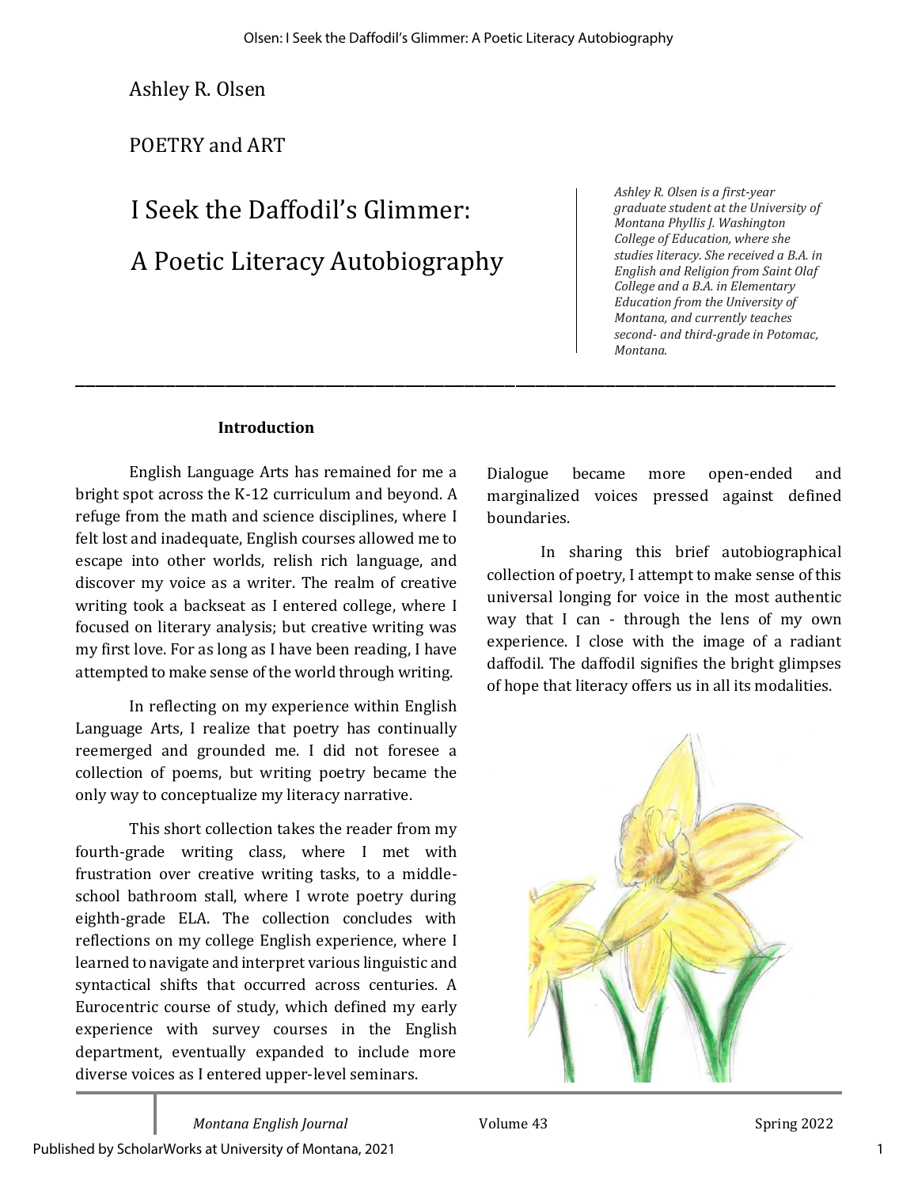Ashley R. Olsen

POETRY and ART

# I Seek the Daffodil's Glimmer: A Poetic Literacy Autobiography

*Ashley R. Olsen is a first-year graduate student at the University of Montana Phyllis J. Washington College of Education, where she studies literacy. She received a B.A. in English and Religion from Saint Olaf College and a B.A. in Elementary Education from the University of Montana, and currently teaches second- and third-grade in Potomac, Montana.*

---

**Introduction**

English Language Arts has remained for me a bright spot across the K-12 curriculum and beyond. A refuge from the math and science disciplines, where I felt lost and inadequate, English courses allowed me to escape into other worlds, relish rich language, and discover my voice as a writer. The realm of creative writing took a backseat as I entered college, where I focused on literary analysis; but creative writing was my first love. For as long as I have been reading, I have attempted to make sense of the world through writing.

In reflecting on my experience within English Language Arts, I realize that poetry has continually reemerged and grounded me. I did not foresee a collection of poems, but writing poetry became the only way to conceptualize my literacy narrative.

This short collection takes the reader from my fourth-grade writing class, where I met with frustration over creative writing tasks, to a middle-school bathroom stall, where I wrote poetry during eighth-grade ELA. The collection concludes with reflections on my college English experience, where I learned to navigate and interpret various linguistic and syntactical shifts that occurred across centuries. A Eurocentric course of study, which defined my early experience with survey courses in the English department, eventually expanded to include more diverse voices as I entered upper-level seminars. Dialogue became more open-ended and marginalized voices pressed against defined boundaries.

In sharing this brief autobiographical collection of poetry, I attempt to make sense of this universal longing for voice in the most authentic way that I can - through the lens of my own experience. I close with the image of a radiant daffodil. The daffodil signifies the bright glimpses of hope that literacy offers us in all its modalities.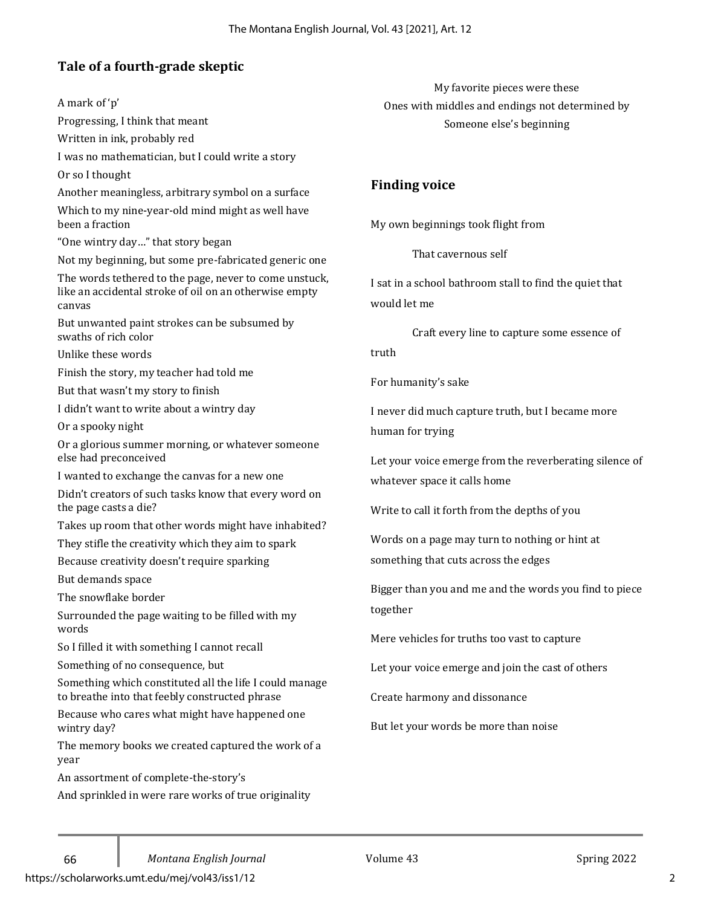## Tale of a fourth-grade skeptic

A mark of 'p'

Progressing, I think that meant

Written in ink, probably red

I was no mathematician, but I could write a story

Or so I thought

Another meaningless, arbitrary symbol on a surface

Which to my nine-year-old mind might as well have been a fraction

"One wintry day…" that story began

Not my beginning, but some pre-fabricated generic one

The words tethered to the page, never to come unstuck, like an accidental stroke of oil on an otherwise empty canvas

But unwanted paint strokes can be subsumed by swaths of rich color

Unlike these words

Finish the story, my teacher had told me

But that wasn't my story to finish

I didn't want to write about a wintry day

Or a spooky night

Or a glorious summer morning, or whatever someone else had preconceived

I wanted to exchange the canvas for a new one

Didn't creators of such tasks know that every word on the page casts a die?

Takes up room that other words might have inhabited?

They stifle the creativity which they aim to spark

Because creativity doesn't require sparking

But demands space

The snowflake border

Surrounded the page waiting to be filled with my words

So I filled it with something I cannot recall

Something of no consequence, but

Something which constituted all the life I could manage to breathe into that feebly constructed phrase

Because who cares what might have happened one wintry day?

The memory books we created captured the work of a year

An assortment of complete-the-story's

And sprinkled in were rare works of true originality

My favorite pieces were these

Ones with middles and endings not determined by

Someone else's beginning

## Finding voice

My own beginnings took flight from

That cavernous self

I sat in a school bathroom stall to find the quiet that would let me

Craft every line to capture some essence of truth

For humanity's sake

I never did much capture truth, but I became more human for trying

Let your voice emerge from the reverberating silence of whatever space it calls home

Write to call it forth from the depths of you

Words on a page may turn to nothing or hint at something that cuts across the edges

Bigger than you and me and the words you find to piece together

Mere vehicles for truths too vast to capture

Let your voice emerge and join the cast of others

Create harmony and dissonance

But let your words be more than noise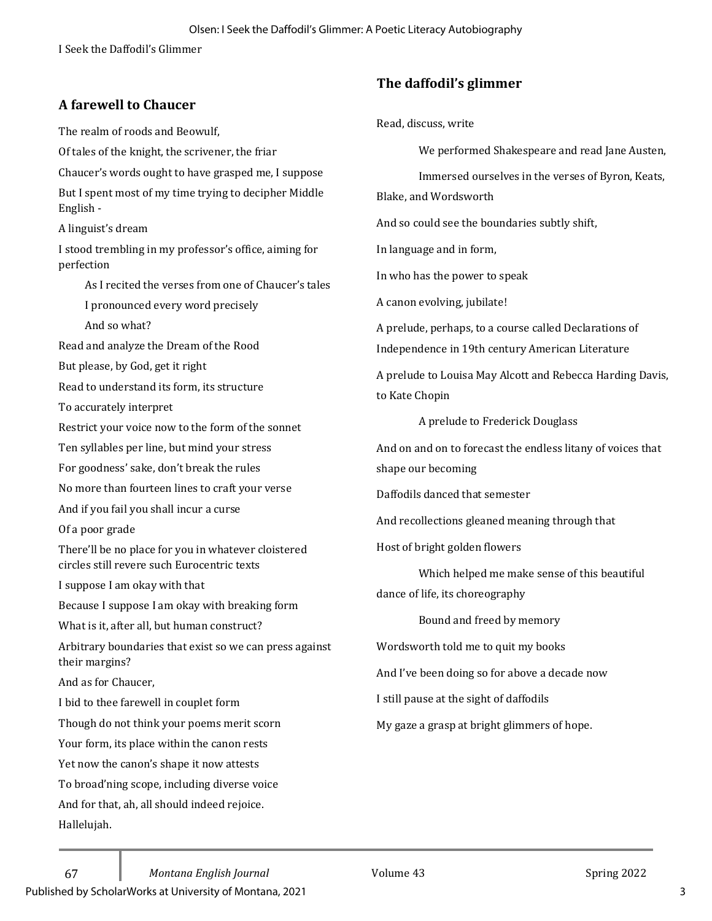I Seek the Daffodil's Glimmer

## A farewell to Chaucer

The realm of roods and Beowulf,

Of tales of the knight, the scrivener, the friar

Chaucer's words ought to have grasped me, I suppose

But I spent most of my time trying to decipher Middle English -

A linguist's dream

I stood trembling in my professor's office, aiming for perfection

As I recited the verses from one of Chaucer's tales

I pronounced every word precisely

And so what?

Read and analyze the Dream of the Rood

But please, by God, get it right

Read to understand its form, its structure

To accurately interpret

Restrict your voice now to the form of the sonnet

Ten syllables per line, but mind your stress

For goodness' sake, don't break the rules

No more than fourteen lines to craft your verse

And if you fail you shall incur a curse

Of a poor grade

There'll be no place for you in whatever cloistered circles still revere such Eurocentric texts

I suppose I am okay with that

Because I suppose I am okay with breaking form

What is it, after all, but human construct?

Arbitrary boundaries that exist so we can press against their margins?

And as for Chaucer,

I bid to thee farewell in couplet form

Though do not think your poems merit scorn

Your form, its place within the canon rests

Yet now the canon's shape it now attests

To broad'ning scope, including diverse voice

And for that, ah, all should indeed rejoice.

Hallelujah.

## The daffodil's glimmer

Read, discuss, write

We performed Shakespeare and read Jane Austen,

Immersed ourselves in the verses of Byron, Keats, Blake, and Wordsworth

And so could see the boundaries subtly shift,

In language and in form,

In who has the power to speak

A canon evolving, jubilate!

A prelude, perhaps, to a course called Declarations of Independence in 19th century American Literature

A prelude to Louisa May Alcott and Rebecca Harding Davis, to Kate Chopin

A prelude to Frederick Douglass

And on and on to forecast the endless litany of voices that shape our becoming

Daffodils danced that semester

And recollections gleaned meaning through that

Host of bright golden flowers

Which helped me make sense of this beautiful dance of life, its choreography

Bound and freed by memory

Wordsworth told me to quit my books

And I've been doing so for above a decade now

I still pause at the sight of daffodils

My gaze a grasp at bright glimmers of hope.